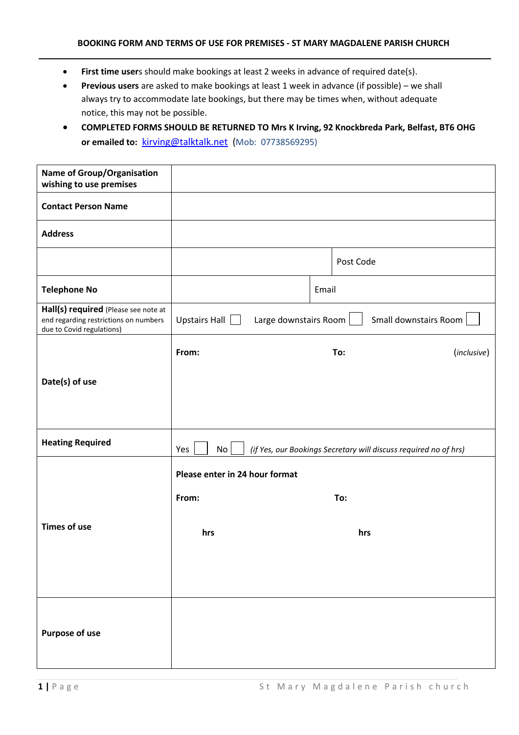**BOOKING FORM AND TERMS OF USE FOR PREMISES - ST MARY MAGDALENE PARISH CHURCH**

---

- **First time users** should make bookings at least 2 weeks in advance of required date(s).
- **Previous users** are asked to make bookings at least 1 week in advance (if possible) – we shall always try to accommodate late bookings, but there may be times when, without adequate notice, this may not be possible.
- **COMPLETED FORMS SHOULD BE RETURNED TO Mrs K Irving, 92 Knockbreda Park, Belfast, BT6 OHG or emailed to:** [kirving@talktalk.net](mailto:kirving@talktalk.net) (Mob: 07738569295)

| | | |
|---|---|---|
| **Name of Group/Organisation wishing to use premises** | | |
| **Contact Person Name** | | |
| **Address** | | |
| | | Post Code |
| **Telephone No** | | Email |
| **Hall(s) required** (Please see note at end regarding restrictions on numbers due to Covid regulations) | Upstairs Hall ☐ Large downstairs Room ☐ Small downstairs Room ☐ | |
| **Date(s) of use** | **From:** **To:** (*inclusive*) | |
| **Heating Required** | Yes ☐ No ☐ *(if Yes, our Bookings Secretary will discuss required no of hrs)* | |
| **Times of use** | **Please enter in 24 hour format**<br>**From:** **To:**<br>**hrs** **hrs** | |
| **Purpose of use** | | |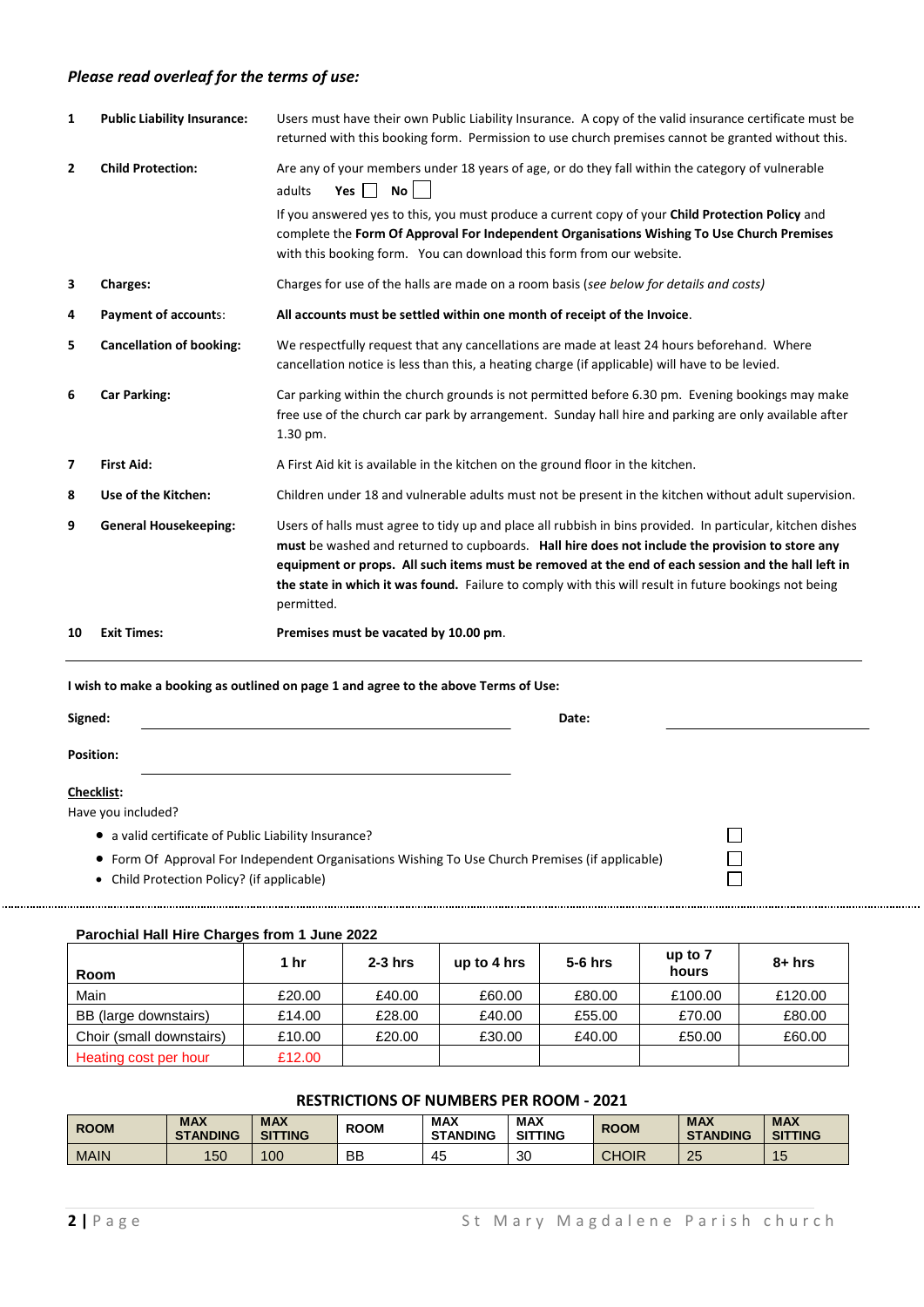*Please read overleaf for the terms of use:*

| | | |
|---|---|---|
| 1 | **Public Liability Insurance:** | Users must have their own Public Liability Insurance. A copy of the valid insurance certificate must be returned with this booking form. Permission to use church premises cannot be granted without this. |
| 2 | **Child Protection:** | Are any of your members under 18 years of age, or do they fall within the category of vulnerable adults **Yes** ☐ **No** ☐<br><br>If you answered yes to this, you must produce a current copy of your **Child Protection Policy** and complete the **Form Of Approval For Independent Organisations Wishing To Use Church Premises** with this booking form. You can download this form from our website. |
| 3 | **Charges:** | Charges for use of the halls are made on a room basis (*see below for details and costs)* |
| 4 | **Payment of accounts:** | **All accounts must be settled within one month of receipt of the Invoice**. |
| 5 | **Cancellation of booking:** | We respectfully request that any cancellations are made at least 24 hours beforehand. Where cancellation notice is less than this, a heating charge (if applicable) will have to be levied. |
| 6 | **Car Parking:** | Car parking within the church grounds is not permitted before 6.30 pm. Evening bookings may make free use of the church car park by arrangement. Sunday hall hire and parking are only available after 1.30 pm. |
| 7 | **First Aid:** | A First Aid kit is available in the kitchen on the ground floor in the kitchen. |
| 8 | **Use of the Kitchen:** | Children under 18 and vulnerable adults must not be present in the kitchen without adult supervision. |
| 9 | **General Housekeeping:** | Users of halls must agree to tidy up and place all rubbish in bins provided. In particular, kitchen dishes **must** be washed and returned to cupboards. **Hall hire does not include the provision to store any equipment or props. All such items must be removed at the end of each session and the hall left in the state in which it was found.** Failure to comply with this will result in future bookings not being permitted. |
| 10 | **Exit Times:** | **Premises must be vacated by 10.00 pm**. |

**I wish to make a booking as outlined on page 1 and agree to the above Terms of Use:**

**Signed:** ______________________________ **Date:** ____________________

**Position:** ______________________________

**Checklist:**

Have you included?

- a valid certificate of Public Liability Insurance? ☐
- Form Of Approval For Independent Organisations Wishing To Use Church Premises (if applicable) ☐
- Child Protection Policy? (if applicable) ☐

**Parochial Hall Hire Charges from 1 June 2022**

| Room | 1 hr | 2-3 hrs | up to 4 hrs | 5-6 hrs | up to 7 hours | 8+ hrs |
|---|---|---|---|---|---|---|
| Main | £20.00 | £40.00 | £60.00 | £80.00 | £100.00 | £120.00 |
| BB (large downstairs) | £14.00 | £28.00 | £40.00 | £55.00 | £70.00 | £80.00 |
| Choir (small downstairs) | £10.00 | £20.00 | £30.00 | £40.00 | £50.00 | £60.00 |
| Heating cost per hour | £12.00 | | | | | |

**RESTRICTIONS OF NUMBERS PER ROOM - 2021**

| ROOM | MAX STANDING | MAX SITTING | ROOM | MAX STANDING | MAX SITTING | ROOM | MAX STANDING | MAX SITTING |
|---|---|---|---|---|---|---|---|---|
| MAIN | 150 | 100 | BB | 45 | 30 | CHOIR | 25 | 15 |